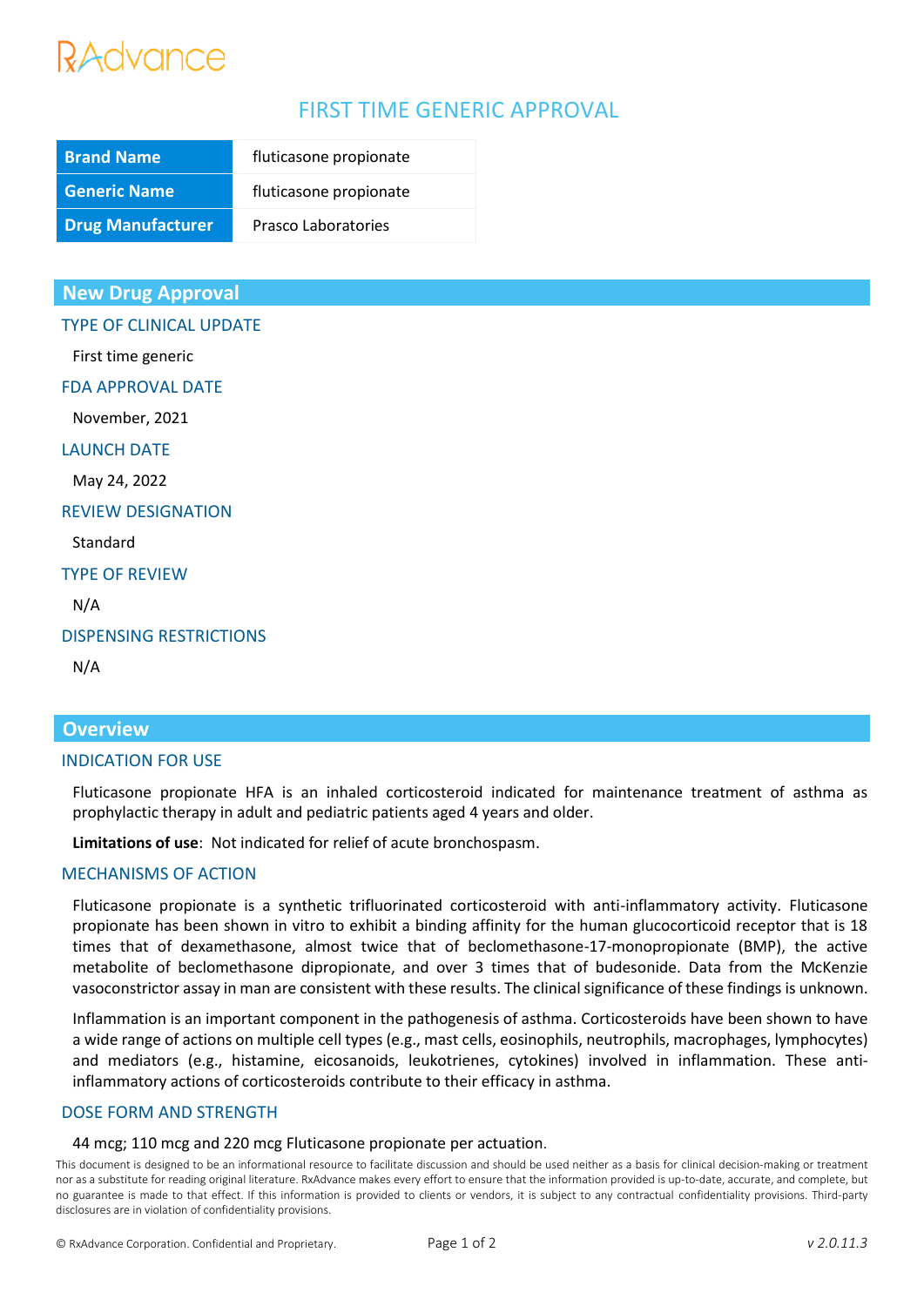RxAdvance

# FIRST TIME GENERIC APPROVAL

| | |
|---|---|
| **Brand Name** | fluticasone propionate |
| **Generic Name** | fluticasone propionate |
| **Drug Manufacturer** | Prasco Laboratories |

## New Drug Approval

### TYPE OF CLINICAL UPDATE

First time generic

### FDA APPROVAL DATE

November, 2021

### LAUNCH DATE

May 24, 2022

### REVIEW DESIGNATION

Standard

### TYPE OF REVIEW

N/A

### DISPENSING RESTRICTIONS

N/A

## Overview

### INDICATION FOR USE

Fluticasone propionate HFA is an inhaled corticosteroid indicated for maintenance treatment of asthma as prophylactic therapy in adult and pediatric patients aged 4 years and older.

**Limitations of use**: Not indicated for relief of acute bronchospasm.

### MECHANISMS OF ACTION

Fluticasone propionate is a synthetic trifluorinated corticosteroid with anti-inflammatory activity. Fluticasone propionate has been shown in vitro to exhibit a binding affinity for the human glucocorticoid receptor that is 18 times that of dexamethasone, almost twice that of beclomethasone-17-monopropionate (BMP), the active metabolite of beclomethasone dipropionate, and over 3 times that of budesonide. Data from the McKenzie vasoconstrictor assay in man are consistent with these results. The clinical significance of these findings is unknown.

Inflammation is an important component in the pathogenesis of asthma. Corticosteroids have been shown to have a wide range of actions on multiple cell types (e.g., mast cells, eosinophils, neutrophils, macrophages, lymphocytes) and mediators (e.g., histamine, eicosanoids, leukotrienes, cytokines) involved in inflammation. These anti-inflammatory actions of corticosteroids contribute to their efficacy in asthma.

### DOSE FORM AND STRENGTH

44 mcg; 110 mcg and 220 mcg Fluticasone propionate per actuation.

This document is designed to be an informational resource to facilitate discussion and should be used neither as a basis for clinical decision-making or treatment nor as a substitute for reading original literature. RxAdvance makes every effort to ensure that the information provided is up-to-date, accurate, and complete, but no guarantee is made to that effect. If this information is provided to clients or vendors, it is subject to any contractual confidentiality provisions. Third-party disclosures are in violation of confidentiality provisions.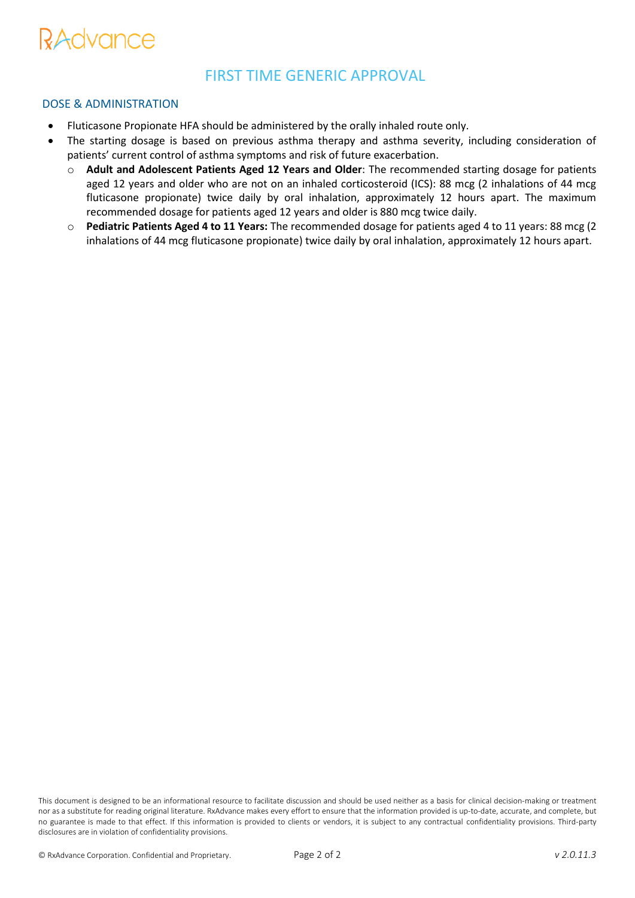# FIRST TIME GENERIC APPROVAL

## DOSE & ADMINISTRATION

- Fluticasone Propionate HFA should be administered by the orally inhaled route only.
- The starting dosage is based on previous asthma therapy and asthma severity, including consideration of patients' current control of asthma symptoms and risk of future exacerbation.
  - **Adult and Adolescent Patients Aged 12 Years and Older**: The recommended starting dosage for patients aged 12 years and older who are not on an inhaled corticosteroid (ICS): 88 mcg (2 inhalations of 44 mcg fluticasone propionate) twice daily by oral inhalation, approximately 12 hours apart. The maximum recommended dosage for patients aged 12 years and older is 880 mcg twice daily.
  - **Pediatric Patients Aged 4 to 11 Years:** The recommended dosage for patients aged 4 to 11 years: 88 mcg (2 inhalations of 44 mcg fluticasone propionate) twice daily by oral inhalation, approximately 12 hours apart.

This document is designed to be an informational resource to facilitate discussion and should be used neither as a basis for clinical decision-making or treatment nor as a substitute for reading original literature. RxAdvance makes every effort to ensure that the information provided is up-to-date, accurate, and complete, but no guarantee is made to that effect. If this information is provided to clients or vendors, it is subject to any contractual confidentiality provisions. Third-party disclosures are in violation of confidentiality provisions.

© RxAdvance Corporation. Confidential and Proprietary. *v 2.0.11.3*